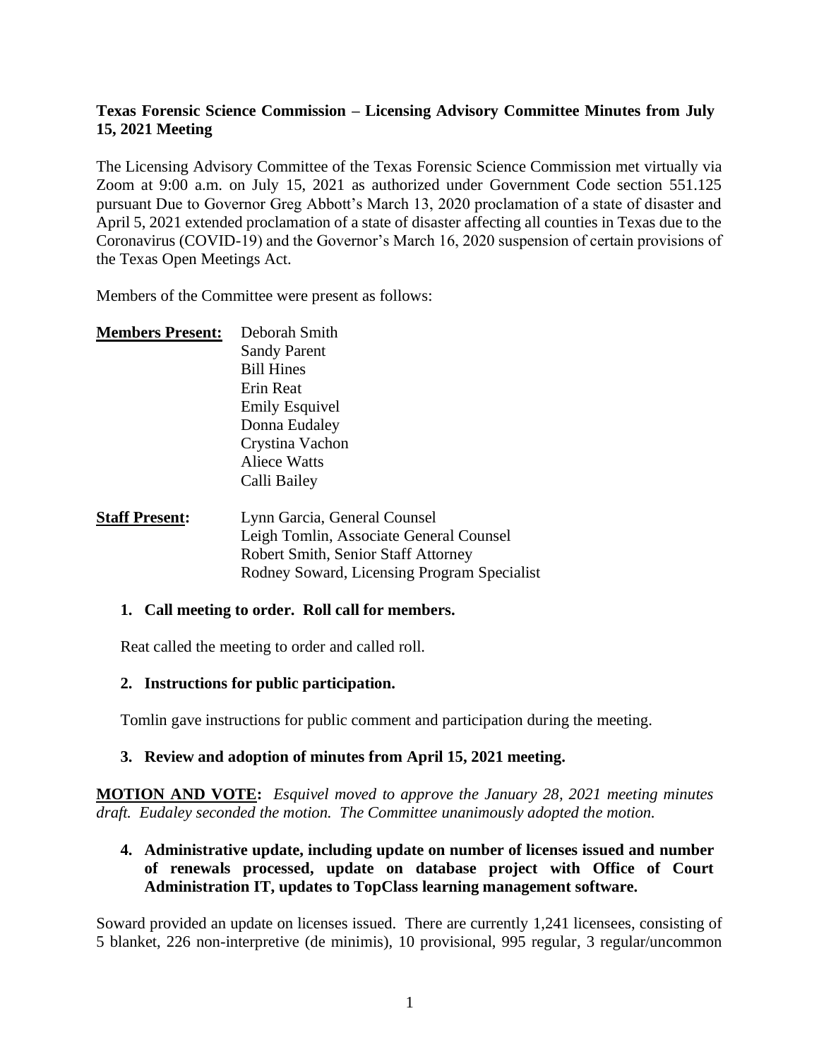**Texas Forensic Science Commission – Licensing Advisory Committee Minutes from July 15, 2021 Meeting**

The Licensing Advisory Committee of the Texas Forensic Science Commission met virtually via Zoom at 9:00 a.m. on July 15, 2021 as authorized under Government Code section 551.125 pursuant Due to Governor Greg Abbott's March 13, 2020 proclamation of a state of disaster and April 5, 2021 extended proclamation of a state of disaster affecting all counties in Texas due to the Coronavirus (COVID-19) and the Governor's March 16, 2020 suspension of certain provisions of the Texas Open Meetings Act.

Members of the Committee were present as follows:

**Members Present:**
- Deborah Smith
- Sandy Parent
- Bill Hines
- Erin Reat
- Emily Esquivel
- Donna Eudaley
- Crystina Vachon
- Aliece Watts
- Calli Bailey

**Staff Present:**
- Lynn Garcia, General Counsel
- Leigh Tomlin, Associate General Counsel
- Robert Smith, Senior Staff Attorney
- Rodney Soward, Licensing Program Specialist

**1. Call meeting to order. Roll call for members.**

Reat called the meeting to order and called roll.

**2. Instructions for public participation.**

Tomlin gave instructions for public comment and participation during the meeting.

**3. Review and adoption of minutes from April 15, 2021 meeting.**

**MOTION AND VOTE:** *Esquivel moved to approve the January 28, 2021 meeting minutes draft. Eudaley seconded the motion. The Committee unanimously adopted the motion.*

**4. Administrative update, including update on number of licenses issued and number of renewals processed, update on database project with Office of Court Administration IT, updates to TopClass learning management software.**

Soward provided an update on licenses issued. There are currently 1,241 licensees, consisting of 5 blanket, 226 non-interpretive (de minimis), 10 provisional, 995 regular, 3 regular/uncommon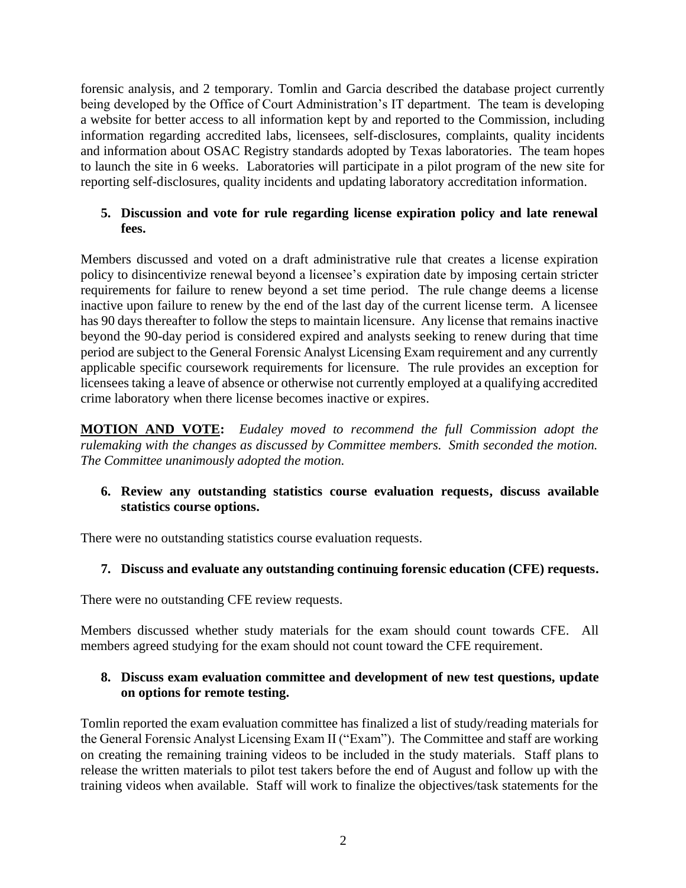forensic analysis, and 2 temporary. Tomlin and Garcia described the database project currently being developed by the Office of Court Administration's IT department. The team is developing a website for better access to all information kept by and reported to the Commission, including information regarding accredited labs, licensees, self-disclosures, complaints, quality incidents and information about OSAC Registry standards adopted by Texas laboratories. The team hopes to launch the site in 6 weeks. Laboratories will participate in a pilot program of the new site for reporting self-disclosures, quality incidents and updating laboratory accreditation information.

**5. Discussion and vote for rule regarding license expiration policy and late renewal fees.**

Members discussed and voted on a draft administrative rule that creates a license expiration policy to disincentivize renewal beyond a licensee's expiration date by imposing certain stricter requirements for failure to renew beyond a set time period. The rule change deems a license inactive upon failure to renew by the end of the last day of the current license term. A licensee has 90 days thereafter to follow the steps to maintain licensure. Any license that remains inactive beyond the 90-day period is considered expired and analysts seeking to renew during that time period are subject to the General Forensic Analyst Licensing Exam requirement and any currently applicable specific coursework requirements for licensure. The rule provides an exception for licensees taking a leave of absence or otherwise not currently employed at a qualifying accredited crime laboratory when there license becomes inactive or expires.

**MOTION AND VOTE:** *Eudaley moved to recommend the full Commission adopt the rulemaking with the changes as discussed by Committee members. Smith seconded the motion. The Committee unanimously adopted the motion.*

**6. Review any outstanding statistics course evaluation requests, discuss available statistics course options.**

There were no outstanding statistics course evaluation requests.

**7. Discuss and evaluate any outstanding continuing forensic education (CFE) requests.**

There were no outstanding CFE review requests.

Members discussed whether study materials for the exam should count towards CFE. All members agreed studying for the exam should not count toward the CFE requirement.

**8. Discuss exam evaluation committee and development of new test questions, update on options for remote testing.**

Tomlin reported the exam evaluation committee has finalized a list of study/reading materials for the General Forensic Analyst Licensing Exam II ("Exam"). The Committee and staff are working on creating the remaining training videos to be included in the study materials. Staff plans to release the written materials to pilot test takers before the end of August and follow up with the training videos when available. Staff will work to finalize the objectives/task statements for the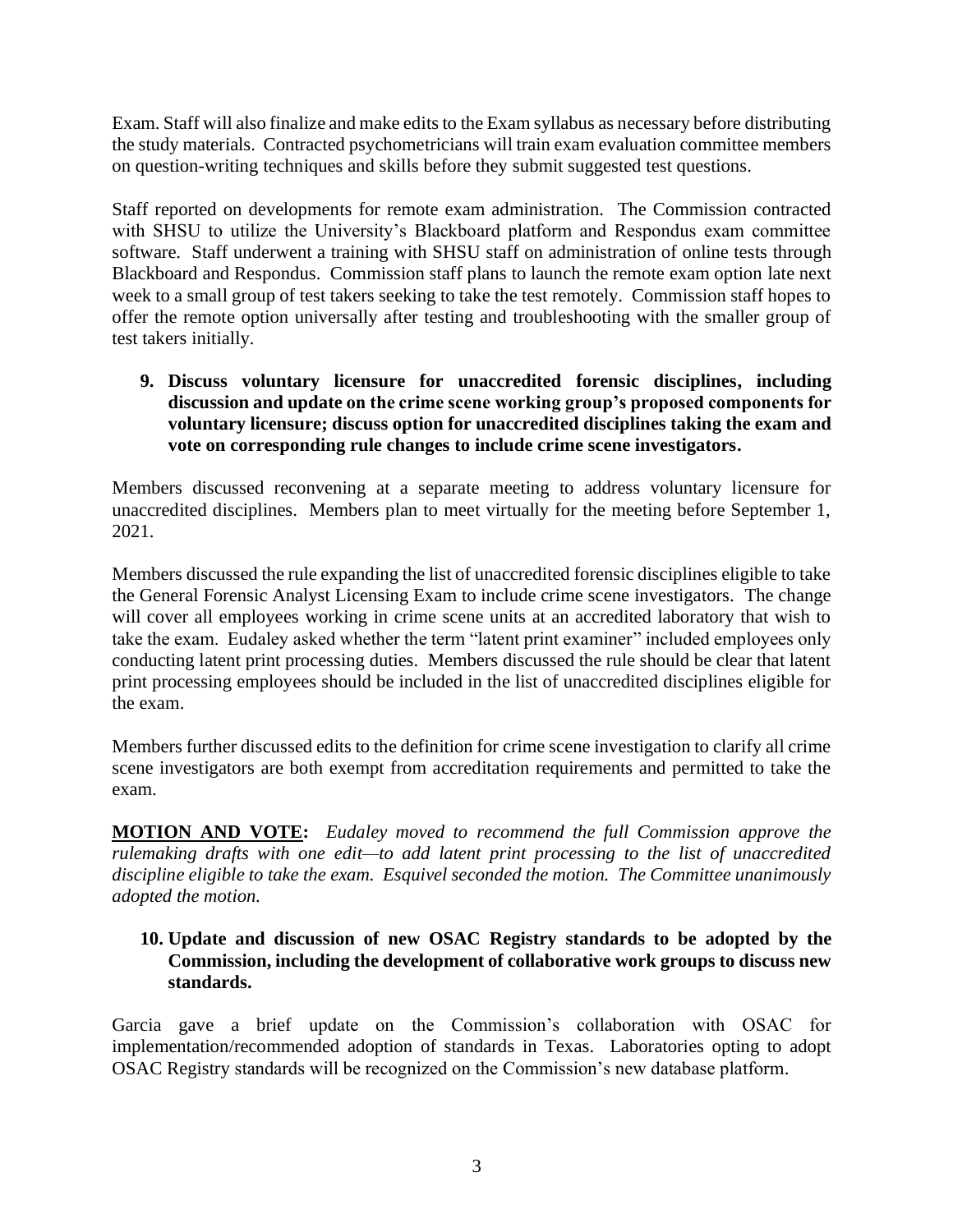Exam. Staff will also finalize and make edits to the Exam syllabus as necessary before distributing the study materials. Contracted psychometricians will train exam evaluation committee members on question-writing techniques and skills before they submit suggested test questions.

Staff reported on developments for remote exam administration. The Commission contracted with SHSU to utilize the University's Blackboard platform and Respondus exam committee software. Staff underwent a training with SHSU staff on administration of online tests through Blackboard and Respondus. Commission staff plans to launch the remote exam option late next week to a small group of test takers seeking to take the test remotely. Commission staff hopes to offer the remote option universally after testing and troubleshooting with the smaller group of test takers initially.

**9. Discuss voluntary licensure for unaccredited forensic disciplines, including discussion and update on the crime scene working group's proposed components for voluntary licensure; discuss option for unaccredited disciplines taking the exam and vote on corresponding rule changes to include crime scene investigators.**

Members discussed reconvening at a separate meeting to address voluntary licensure for unaccredited disciplines. Members plan to meet virtually for the meeting before September 1, 2021.

Members discussed the rule expanding the list of unaccredited forensic disciplines eligible to take the General Forensic Analyst Licensing Exam to include crime scene investigators. The change will cover all employees working in crime scene units at an accredited laboratory that wish to take the exam. Eudaley asked whether the term "latent print examiner" included employees only conducting latent print processing duties. Members discussed the rule should be clear that latent print processing employees should be included in the list of unaccredited disciplines eligible for the exam.

Members further discussed edits to the definition for crime scene investigation to clarify all crime scene investigators are both exempt from accreditation requirements and permitted to take the exam.

**MOTION AND VOTE:** *Eudaley moved to recommend the full Commission approve the rulemaking drafts with one edit—to add latent print processing to the list of unaccredited discipline eligible to take the exam. Esquivel seconded the motion. The Committee unanimously adopted the motion.*

**10. Update and discussion of new OSAC Registry standards to be adopted by the Commission, including the development of collaborative work groups to discuss new standards.**

Garcia gave a brief update on the Commission's collaboration with OSAC for implementation/recommended adoption of standards in Texas. Laboratories opting to adopt OSAC Registry standards will be recognized on the Commission's new database platform.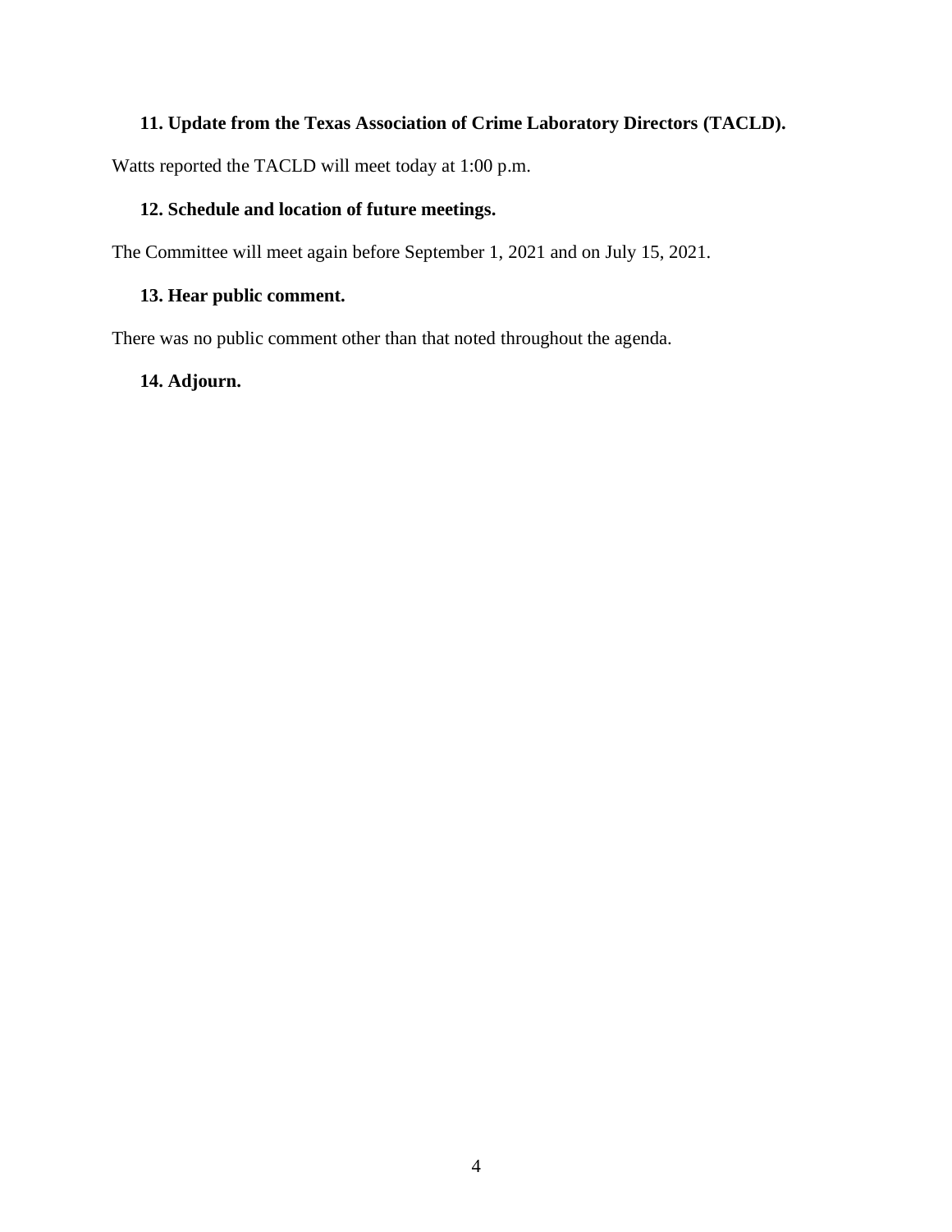**11. Update from the Texas Association of Crime Laboratory Directors (TACLD).**

Watts reported the TACLD will meet today at 1:00 p.m.

**12. Schedule and location of future meetings.**

The Committee will meet again before September 1, 2021 and on July 15, 2021.

**13. Hear public comment.**

There was no public comment other than that noted throughout the agenda.

**14. Adjourn.**